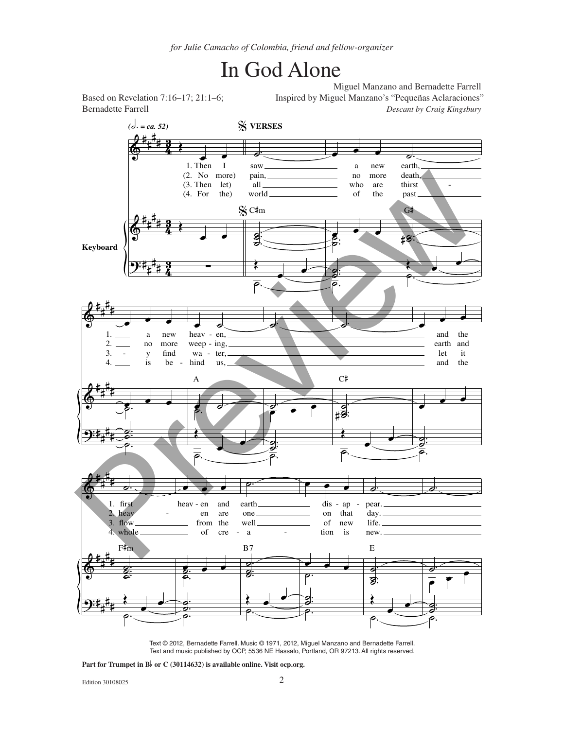*for Julie Camacho of Colombia, friend and fellow-organizer*

# In God Alone

Based on Revelation 7:16–17; 21:1–6;
Bernadette Farrell

Miguel Manzano and Bernadette Farrell
Inspired by Miguel Manzano's "Pequeñas Aclaraciones"
*Descant by Craig Kingsbury*

VERSES

1. Then I saw a new earth, a new heaven, and the first heaven and earth disappear.
2. No more pain, no more death, no more weeping, earth and heaven are one on that day.
3. Then let all who are thirsty find water, let it flow from the well of new life.
4. For the world of the past is behind us, and the whole of creation is new.

Text © 2012, Bernadette Farrell. Music © 1971, 2012, Miguel Manzano and Bernadette Farrell.
Text and music published by OCP, 5536 NE Hassalo, Portland, OR 97213. All rights reserved.

**Part for Trumpet in B♭ or C (30114632) is available online. Visit ocp.org.**

Edition 30108025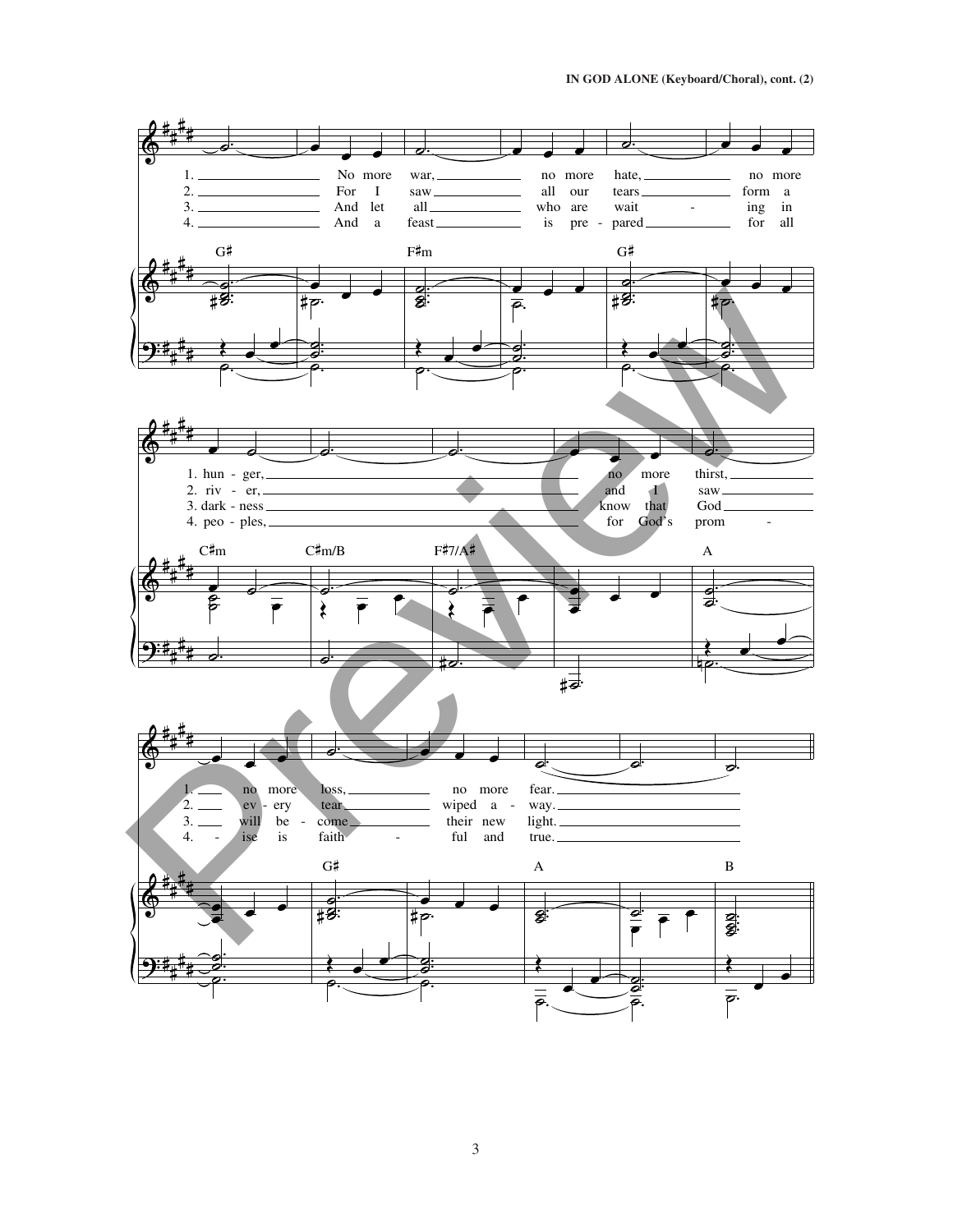1. No more war, no more hate, no more hun - ger, no more thirst, no more loss, no more fear.

2. For I saw all our tears form a riv - er, and I saw ev - ery tear wiped a - way.

3. And let all who are wait - ing in dark - ness know that God will be - come their new light.

4. And a feast is pre - pared for all peo - ples, for God's prom - ise is faith - ful and true.

G♯ F♯m G♯ C♯m C♯m/B F♯7/A♯ A G♯ A B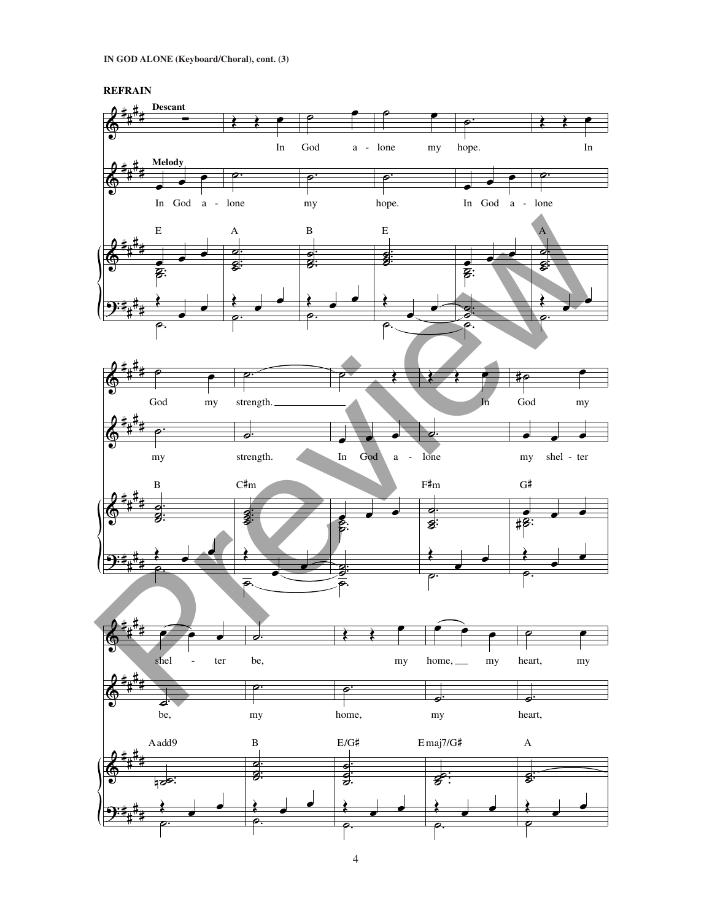**REFRAIN**

**Descant**

In God a - lone my hope. In God my strength. In God my shel - ter be, my home, my heart, my

**Melody**

In God a - lone my hope. In God a - lone my strength. In God a - lone my shel - ter be, my home, my heart,

E A B E A

B C♯m F♯m G♯

Aadd9 B E/G♯ Emaj7/G♯ A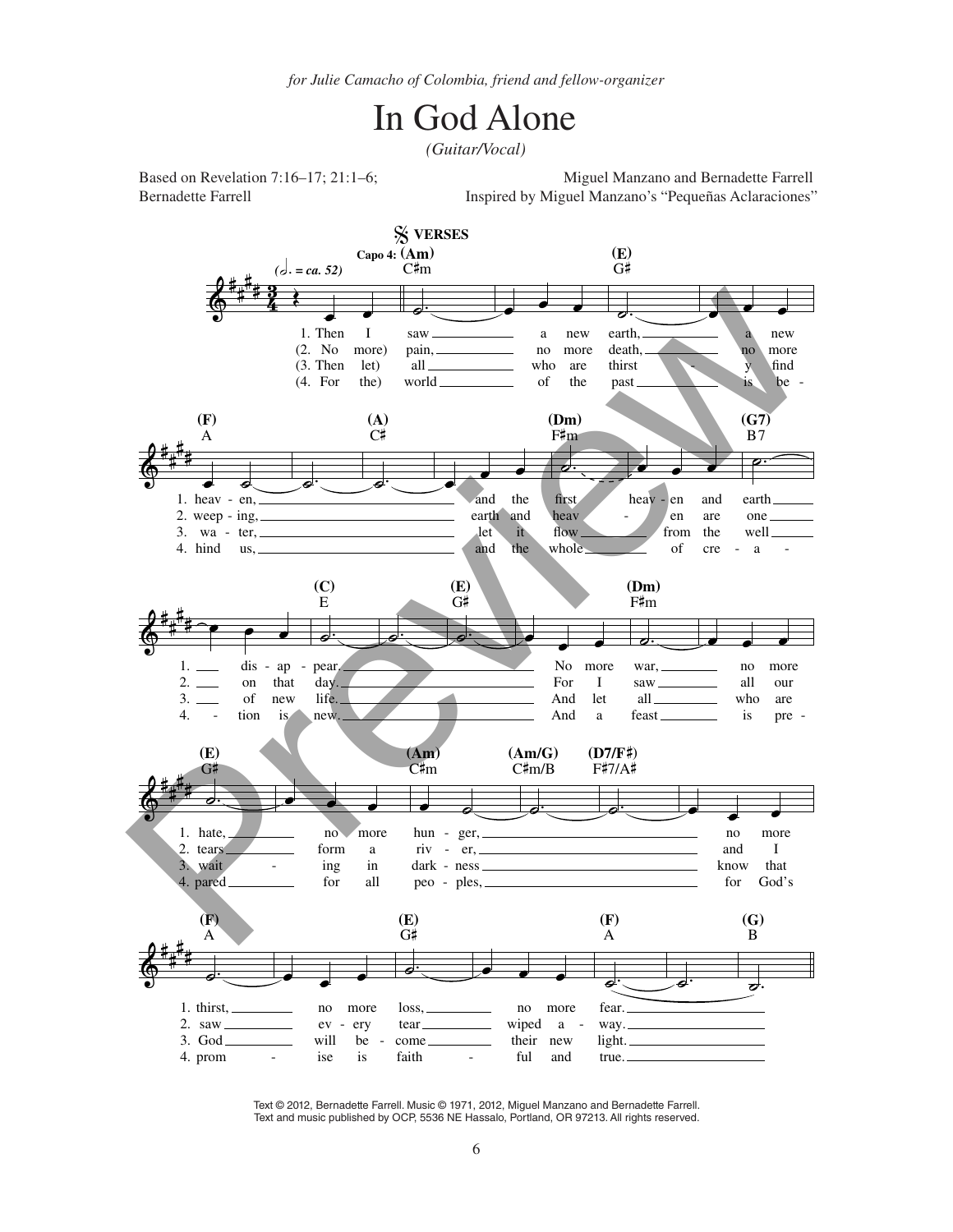*for Julie Camacho of Colombia, friend and fellow-organizer*

# In God Alone

*(Guitar/Vocal)*

Based on Revelation 7:16–17; 21:1–6;
Bernadette Farrell

Miguel Manzano and Bernadette Farrell
Inspired by Miguel Manzano's "Pequeñas Aclaraciones"

**VERSES**

Capo 4: (Am) C♯m — (E) G♯ — (F) A — (A) C♯ — (Dm) F♯m — (G7) B7 — (C) E — (E) G♯ — (Dm) F♯m — (E) G♯ — (Am) C♯m — (Am/G) C♯m/B — (D7/F♯) F♯7/A♯ — (F) A — (E) G♯ — (F) A — (G) B

1. Then I saw a new earth, a new heaven, and the first heaven and earth disappear. No more war, no more hate, no more hunger, no more thirst, no more loss, no more fear.

2. (No more) pain, no more death, no more weeping, earth and heaven are one on that day. For I saw all our tears form a river, and I saw every tear wiped away.

3. (Then let) all who are thirsty find water, let it flow from the well of new life. And let all who are waiting in darkness know that God will become their new light.

4. (For the) world of the past is behind us, and the whole of creation is new. And a feast is prepared for all peoples, for God's promise is faithful and true.

Text © 2012, Bernadette Farrell. Music © 1971, 2012, Miguel Manzano and Bernadette Farrell.
Text and music published by OCP, 5536 NE Hassalo, Portland, OR 97213. All rights reserved.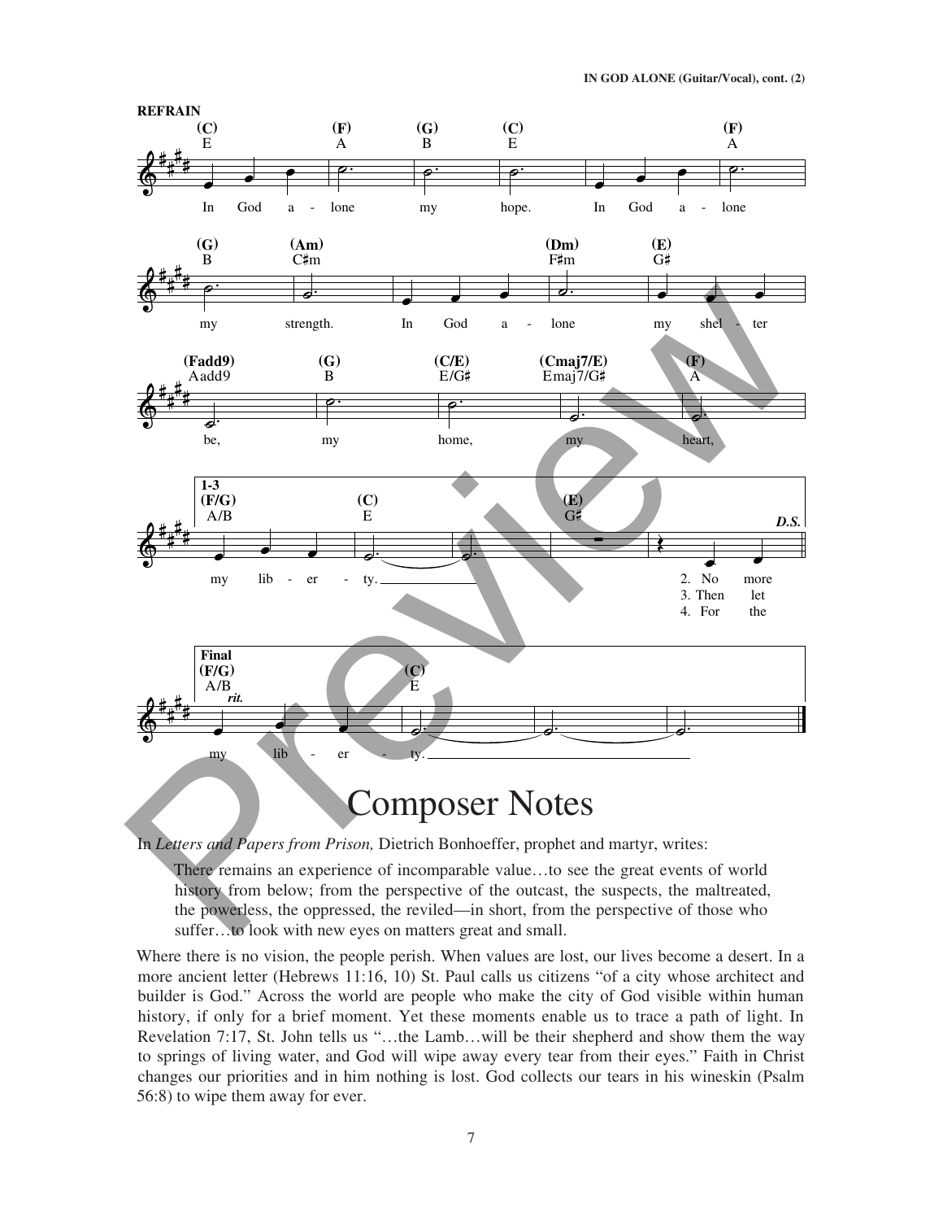**REFRAIN**

(C) E — In God a - lone (F) A — (G) B my (C) E hope. In God a - lone (F) A

(G) B my (Am) C♯m strength. In God a - lone (Dm) F♯m my (E) G♯ shel - ter

(Fadd9) Aadd9 be, (G) B my (C/E) E/G♯ home, (Cmaj7/E) Emaj7/G♯ my (F) A heart,

**1-3** (F/G) A/B my lib - er - (C) E ty. (E) G♯ *D.S.*

2. No more
3. Then let
4. For the

**Final** (F/G) A/B *rit.* my lib - er - (C) E ty.

# Composer Notes

In *Letters and Papers from Prison,* Dietrich Bonhoeffer, prophet and martyr, writes:

> There remains an experience of incomparable value…to see the great events of world history from below; from the perspective of the outcast, the suspects, the maltreated, the powerless, the oppressed, the reviled—in short, from the perspective of those who suffer…to look with new eyes on matters great and small.

Where there is no vision, the people perish. When values are lost, our lives become a desert. In a more ancient letter (Hebrews 11:16, 10) St. Paul calls us citizens "of a city whose architect and builder is God." Across the world are people who make the city of God visible within human history, if only for a brief moment. Yet these moments enable us to trace a path of light. In Revelation 7:17, St. John tells us "…the Lamb…will be their shepherd and show them the way to springs of living water, and God will wipe away every tear from their eyes." Faith in Christ changes our priorities and in him nothing is lost. God collects our tears in his wineskin (Psalm 56:8) to wipe them away for ever.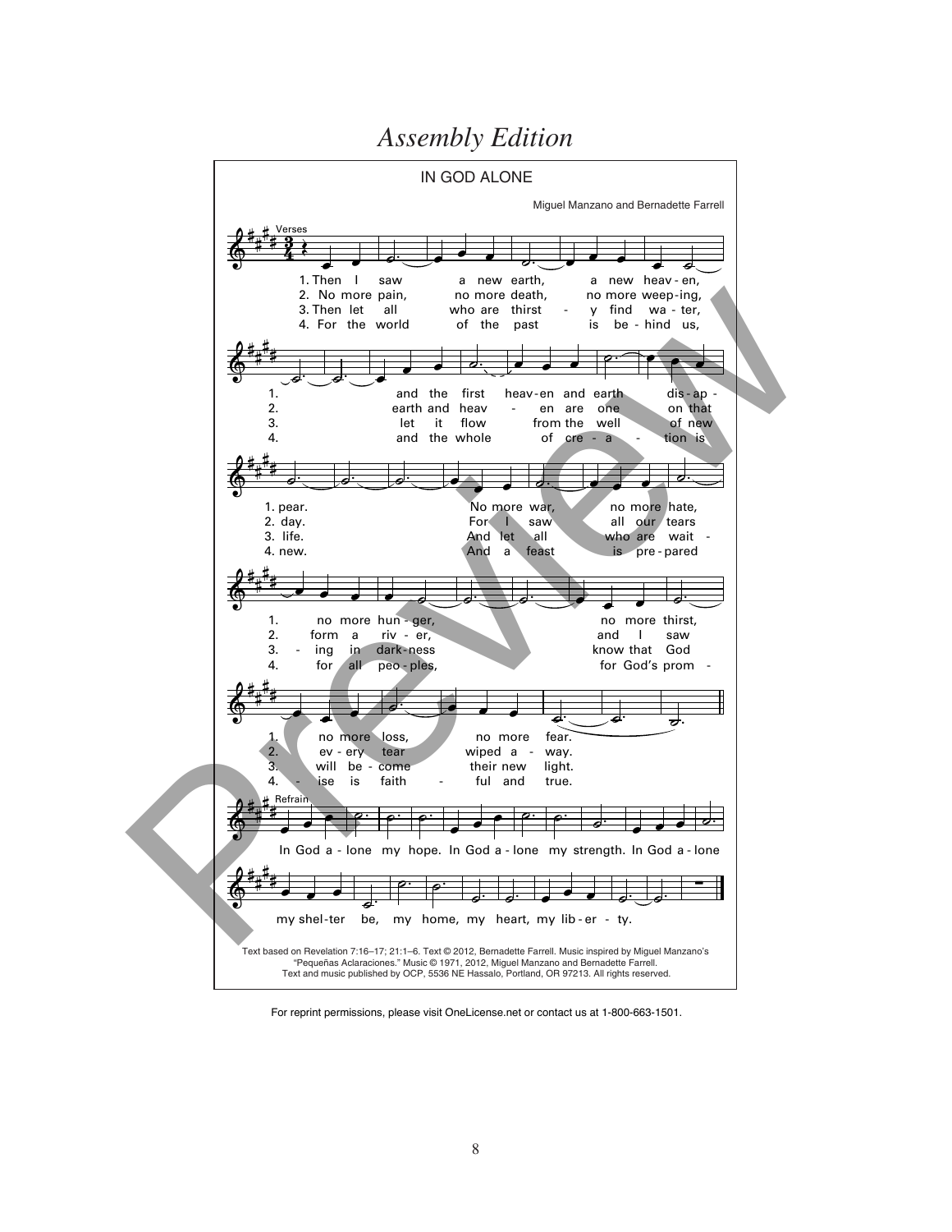# *Assembly Edition*

## IN GOD ALONE

Miguel Manzano and Bernadette Farrell

Verses

1. Then I saw a new earth, a new heav-en, and the first heav-en and earth dis-ap-pear. No more war, no more hate, no more hun-ger, no more thirst, no more loss, no more fear.
2. No more pain, no more death, no more weep-ing, earth and heav-en are one on that day. For I saw all our tears form a riv-er, and I saw ev-ery tear wiped a-way.
3. Then let all who are thirst-y find wa-ter, let it flow from the well of new life. And let all who are wait-ing in dark-ness know that God will be-come their new light.
4. For the world of the past is be-hind us, and the whole of cre-a-tion is new. And a feast is pre-pared for all peo-ples, for God's prom-ise is faith-ful and true.

Refrain

In God a-lone my hope. In God a-lone my strength. In God a-lone my shel-ter be, my home, my heart, my lib-er-ty.

Text based on Revelation 7:16–17; 21:1–6. Text © 2012, Bernadette Farrell. Music inspired by Miguel Manzano's "Pequeñas Aclaraciones." Music © 1971, 2012, Miguel Manzano and Bernadette Farrell. Text and music published by OCP, 5536 NE Hassalo, Portland, OR 97213. All rights reserved.

For reprint permissions, please visit OneLicense.net or contact us at 1-800-663-1501.